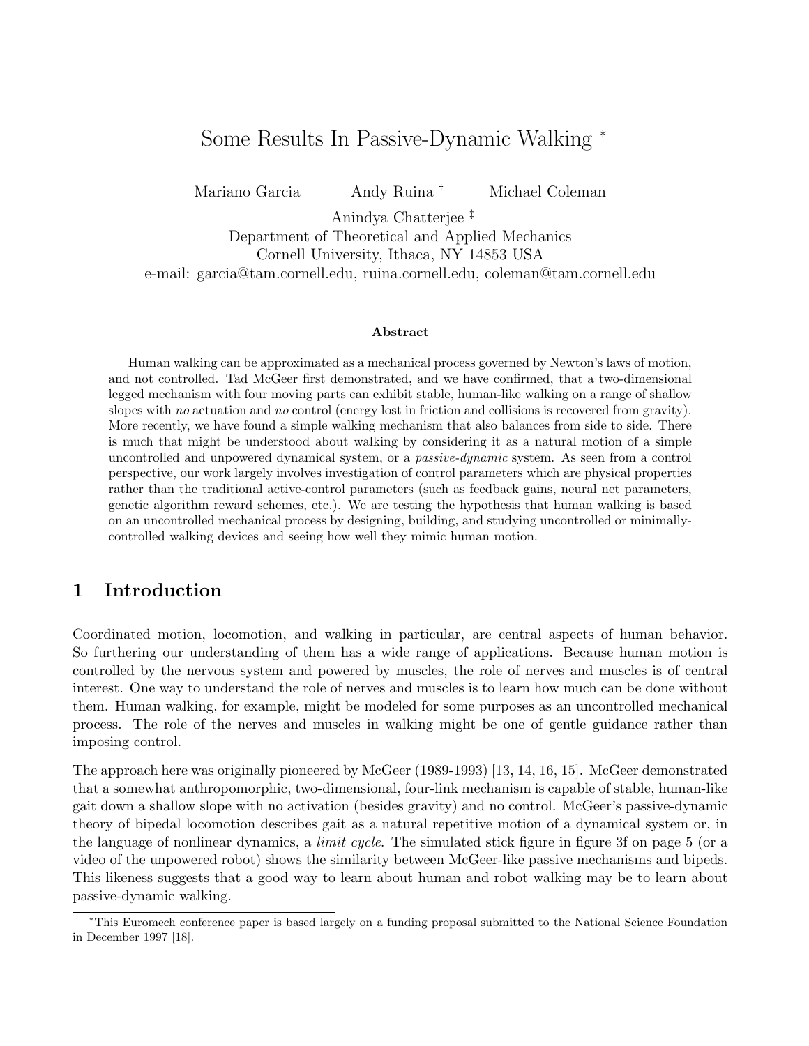# Some Results In Passive-Dynamic Walking *

Mariano Garcia Andy Ruina † Michael Coleman

Anindya Chatterjee ‡

Department of Theoretical and Applied Mechanics
Cornell University, Ithaca, NY 14853 USA
e-mail: garcia@tam.cornell.edu, ruina.cornell.edu, coleman@tam.cornell.edu

### Abstract

Human walking can be approximated as a mechanical process governed by Newton's laws of motion, and not controlled. Tad McGeer first demonstrated, and we have confirmed, that a two-dimensional legged mechanism with four moving parts can exhibit stable, human-like walking on a range of shallow slopes with *no* actuation and *no* control (energy lost in friction and collisions is recovered from gravity). More recently, we have found a simple walking mechanism that also balances from side to side. There is much that might be understood about walking by considering it as a natural motion of a simple uncontrolled and unpowered dynamical system, or a *passive-dynamic* system. As seen from a control perspective, our work largely involves investigation of control parameters which are physical properties rather than the traditional active-control parameters (such as feedback gains, neural net parameters, genetic algorithm reward schemes, etc.). We are testing the hypothesis that human walking is based on an uncontrolled mechanical process by designing, building, and studying uncontrolled or minimally-controlled walking devices and seeing how well they mimic human motion.

## 1 Introduction

Coordinated motion, locomotion, and walking in particular, are central aspects of human behavior. So furthering our understanding of them has a wide range of applications. Because human motion is controlled by the nervous system and powered by muscles, the role of nerves and muscles is of central interest. One way to understand the role of nerves and muscles is to learn how much can be done without them. Human walking, for example, might be modeled for some purposes as an uncontrolled mechanical process. The role of the nerves and muscles in walking might be one of gentle guidance rather than imposing control.

The approach here was originally pioneered by McGeer (1989-1993) [13, 14, 16, 15]. McGeer demonstrated that a somewhat anthropomorphic, two-dimensional, four-link mechanism is capable of stable, human-like gait down a shallow slope with no activation (besides gravity) and no control. McGeer's passive-dynamic theory of bipedal locomotion describes gait as a natural repetitive motion of a dynamical system or, in the language of nonlinear dynamics, a *limit cycle*. The simulated stick figure in figure 3f on page 5 (or a video of the unpowered robot) shows the similarity between McGeer-like passive mechanisms and bipeds. This likeness suggests that a good way to learn about human and robot walking may be to learn about passive-dynamic walking.

*This Euromech conference paper is based largely on a funding proposal submitted to the National Science Foundation in December 1997 [18].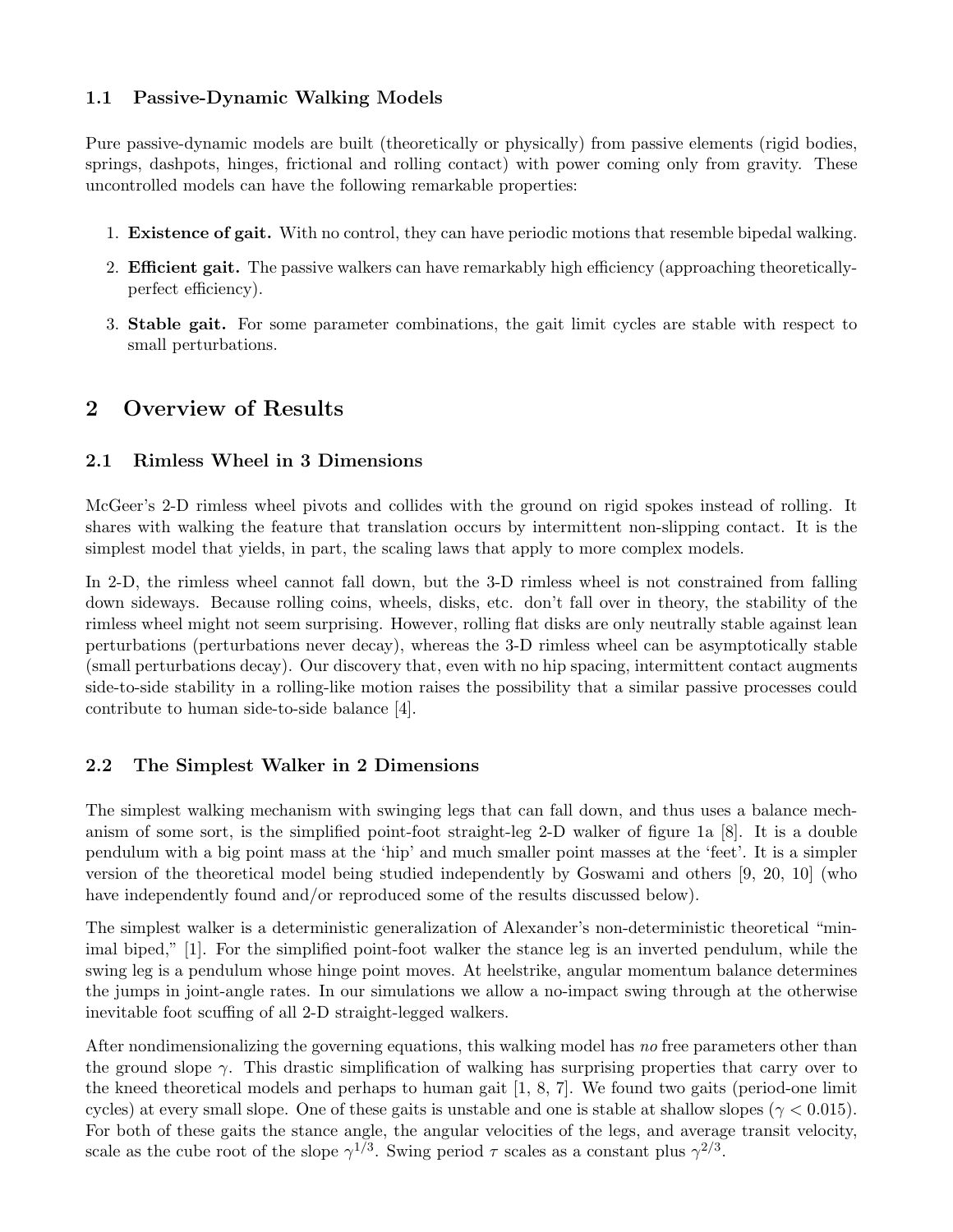### 1.1 Passive-Dynamic Walking Models

Pure passive-dynamic models are built (theoretically or physically) from passive elements (rigid bodies, springs, dashpots, hinges, frictional and rolling contact) with power coming only from gravity. These uncontrolled models can have the following remarkable properties:

1. **Existence of gait.** With no control, they can have periodic motions that resemble bipedal walking.
2. **Efficient gait.** The passive walkers can have remarkably high efficiency (approaching theoretically-perfect efficiency).
3. **Stable gait.** For some parameter combinations, the gait limit cycles are stable with respect to small perturbations.

## 2 Overview of Results

### 2.1 Rimless Wheel in 3 Dimensions

McGeer's 2-D rimless wheel pivots and collides with the ground on rigid spokes instead of rolling. It shares with walking the feature that translation occurs by intermittent non-slipping contact. It is the simplest model that yields, in part, the scaling laws that apply to more complex models.

In 2-D, the rimless wheel cannot fall down, but the 3-D rimless wheel is not constrained from falling down sideways. Because rolling coins, wheels, disks, etc. don't fall over in theory, the stability of the rimless wheel might not seem surprising. However, rolling flat disks are only neutrally stable against lean perturbations (perturbations never decay), whereas the 3-D rimless wheel can be asymptotically stable (small perturbations decay). Our discovery that, even with no hip spacing, intermittent contact augments side-to-side stability in a rolling-like motion raises the possibility that a similar passive processes could contribute to human side-to-side balance [4].

### 2.2 The Simplest Walker in 2 Dimensions

The simplest walking mechanism with swinging legs that can fall down, and thus uses a balance mechanism of some sort, is the simplified point-foot straight-leg 2-D walker of figure 1a [8]. It is a double pendulum with a big point mass at the 'hip' and much smaller point masses at the 'feet'. It is a simpler version of the theoretical model being studied independently by Goswami and others [9, 20, 10] (who have independently found and/or reproduced some of the results discussed below).

The simplest walker is a deterministic generalization of Alexander's non-deterministic theoretical "minimal biped," [1]. For the simplified point-foot walker the stance leg is an inverted pendulum, while the swing leg is a pendulum whose hinge point moves. At heelstrike, angular momentum balance determines the jumps in joint-angle rates. In our simulations we allow a no-impact swing through at the otherwise inevitable foot scuffing of all 2-D straight-legged walkers.

After nondimensionalizing the governing equations, this walking model has *no* free parameters other than the ground slope $\gamma$. This drastic simplification of walking has surprising properties that carry over to the kneed theoretical models and perhaps to human gait [1, 8, 7]. We found two gaits (period-one limit cycles) at every small slope. One of these gaits is unstable and one is stable at shallow slopes ($\gamma < 0.015$). For both of these gaits the stance angle, the angular velocities of the legs, and average transit velocity, scale as the cube root of the slope $\gamma^{1/3}$. Swing period $\tau$ scales as a constant plus $\gamma^{2/3}$.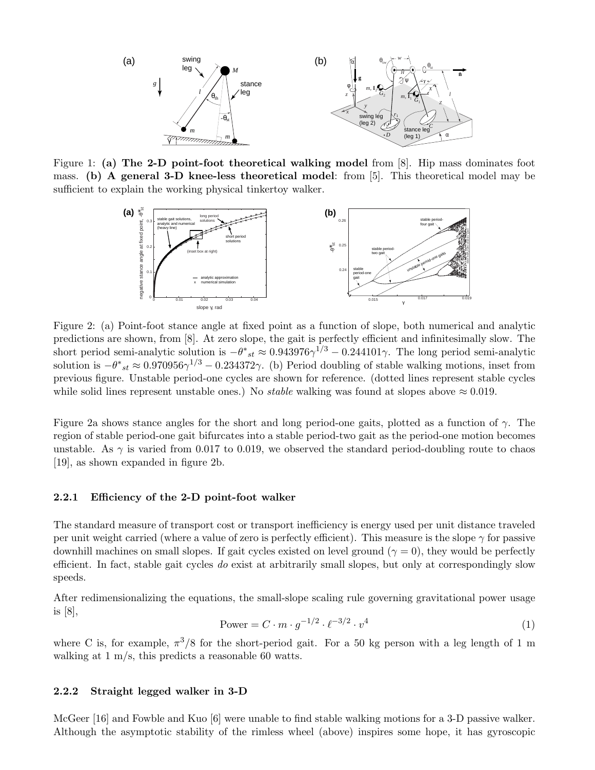Figure 1: **(a) The 2-D point-foot theoretical walking model** from [8]. Hip mass dominates foot mass. **(b) A general 3-D knee-less theoretical model**: from [5]. This theoretical model may be sufficient to explain the working physical tinkertoy walker.

Figure 2: (a) Point-foot stance angle at fixed point as a function of slope, both numerical and analytic predictions are shown, from [8]. At zero slope, the gait is perfectly efficient and infinitesimally slow. The short period semi-analytic solution is $-\theta^*_{st} \approx 0.943976\gamma^{1/3} - 0.244101\gamma$. The long period semi-analytic solution is $-\theta^*_{st} \approx 0.970956\gamma^{1/3} - 0.234372\gamma$. (b) Period doubling of stable walking motions, inset from previous figure. Unstable period-one cycles are shown for reference. (dotted lines represent stable cycles while solid lines represent unstable ones.) No *stable* walking was found at slopes above $\approx 0.019$.

Figure 2a shows stance angles for the short and long period-one gaits, plotted as a function of $\gamma$. The region of stable period-one gait bifurcates into a stable period-two gait as the period-one motion becomes unstable. As $\gamma$ is varied from 0.017 to 0.019, we observed the standard period-doubling route to chaos [19], as shown expanded in figure 2b.

### 2.2.1 Efficiency of the 2-D point-foot walker

The standard measure of transport cost or transport inefficiency is energy used per unit distance traveled per unit weight carried (where a value of zero is perfectly efficient). This measure is the slope $\gamma$ for passive downhill machines on small slopes. If gait cycles existed on level ground ($\gamma = 0$), they would be perfectly efficient. In fact, stable gait cycles *do* exist at arbitrarily small slopes, but only at correspondingly slow speeds.

After redimensionalizing the equations, the small-slope scaling rule governing gravitational power usage is [8],

$$\text{Power} = C \cdot m \cdot g^{-1/2} \cdot \ell^{-3/2} \cdot v^4 \tag{1}$$

where C is, for example, $\pi^3/8$ for the short-period gait. For a 50 kg person with a leg length of 1 m walking at 1 m/s, this predicts a reasonable 60 watts.

### 2.2.2 Straight legged walker in 3-D

McGeer [16] and Fowble and Kuo [6] were unable to find stable walking motions for a 3-D passive walker. Although the asymptotic stability of the rimless wheel (above) inspires some hope, it has gyroscopic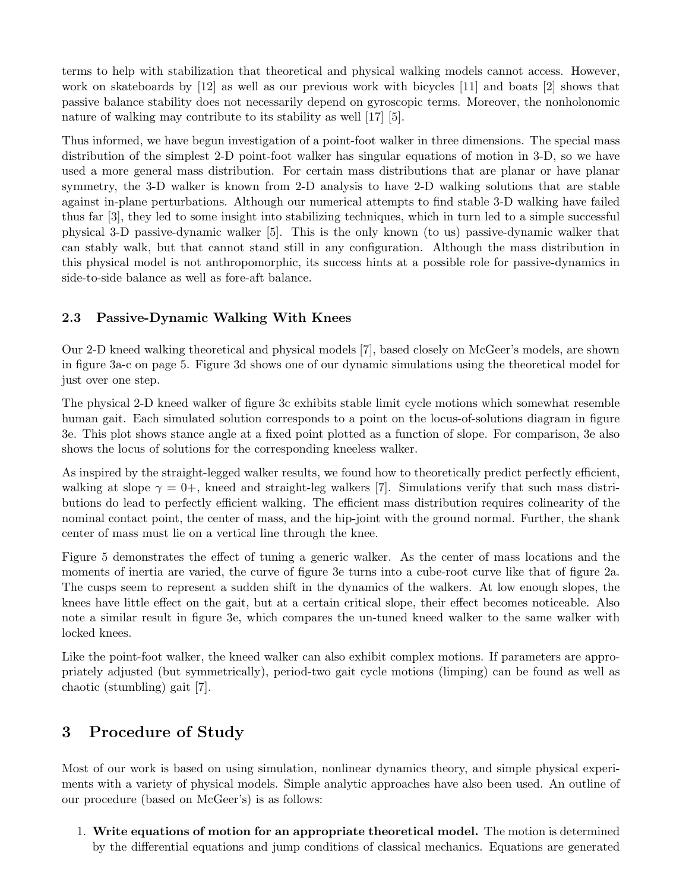terms to help with stabilization that theoretical and physical walking models cannot access. However, work on skateboards by [12] as well as our previous work with bicycles [11] and boats [2] shows that passive balance stability does not necessarily depend on gyroscopic terms. Moreover, the nonholonomic nature of walking may contribute to its stability as well [17] [5].

Thus informed, we have begun investigation of a point-foot walker in three dimensions. The special mass distribution of the simplest 2-D point-foot walker has singular equations of motion in 3-D, so we have used a more general mass distribution. For certain mass distributions that are planar or have planar symmetry, the 3-D walker is known from 2-D analysis to have 2-D walking solutions that are stable against in-plane perturbations. Although our numerical attempts to find stable 3-D walking have failed thus far [3], they led to some insight into stabilizing techniques, which in turn led to a simple successful physical 3-D passive-dynamic walker [5]. This is the only known (to us) passive-dynamic walker that can stably walk, but that cannot stand still in any configuration. Although the mass distribution in this physical model is not anthropomorphic, its success hints at a possible role for passive-dynamics in side-to-side balance as well as fore-aft balance.

### 2.3 Passive-Dynamic Walking With Knees

Our 2-D kneed walking theoretical and physical models [7], based closely on McGeer's models, are shown in figure 3a-c on page 5. Figure 3d shows one of our dynamic simulations using the theoretical model for just over one step.

The physical 2-D kneed walker of figure 3c exhibits stable limit cycle motions which somewhat resemble human gait. Each simulated solution corresponds to a point on the locus-of-solutions diagram in figure 3e. This plot shows stance angle at a fixed point plotted as a function of slope. For comparison, 3e also shows the locus of solutions for the corresponding kneeless walker.

As inspired by the straight-legged walker results, we found how to theoretically predict perfectly efficient, walking at slope $\gamma = 0+$, kneed and straight-leg walkers [7]. Simulations verify that such mass distributions do lead to perfectly efficient walking. The efficient mass distribution requires colinearity of the nominal contact point, the center of mass, and the hip-joint with the ground normal. Further, the shank center of mass must lie on a vertical line through the knee.

Figure 5 demonstrates the effect of tuning a generic walker. As the center of mass locations and the moments of inertia are varied, the curve of figure 3e turns into a cube-root curve like that of figure 2a. The cusps seem to represent a sudden shift in the dynamics of the walkers. At low enough slopes, the knees have little effect on the gait, but at a certain critical slope, their effect becomes noticeable. Also note a similar result in figure 3e, which compares the un-tuned kneed walker to the same walker with locked knees.

Like the point-foot walker, the kneed walker can also exhibit complex motions. If parameters are appropriately adjusted (but symmetrically), period-two gait cycle motions (limping) can be found as well as chaotic (stumbling) gait [7].

## 3 Procedure of Study

Most of our work is based on using simulation, nonlinear dynamics theory, and simple physical experiments with a variety of physical models. Simple analytic approaches have also been used. An outline of our procedure (based on McGeer's) is as follows:

1. **Write equations of motion for an appropriate theoretical model.** The motion is determined by the differential equations and jump conditions of classical mechanics. Equations are generated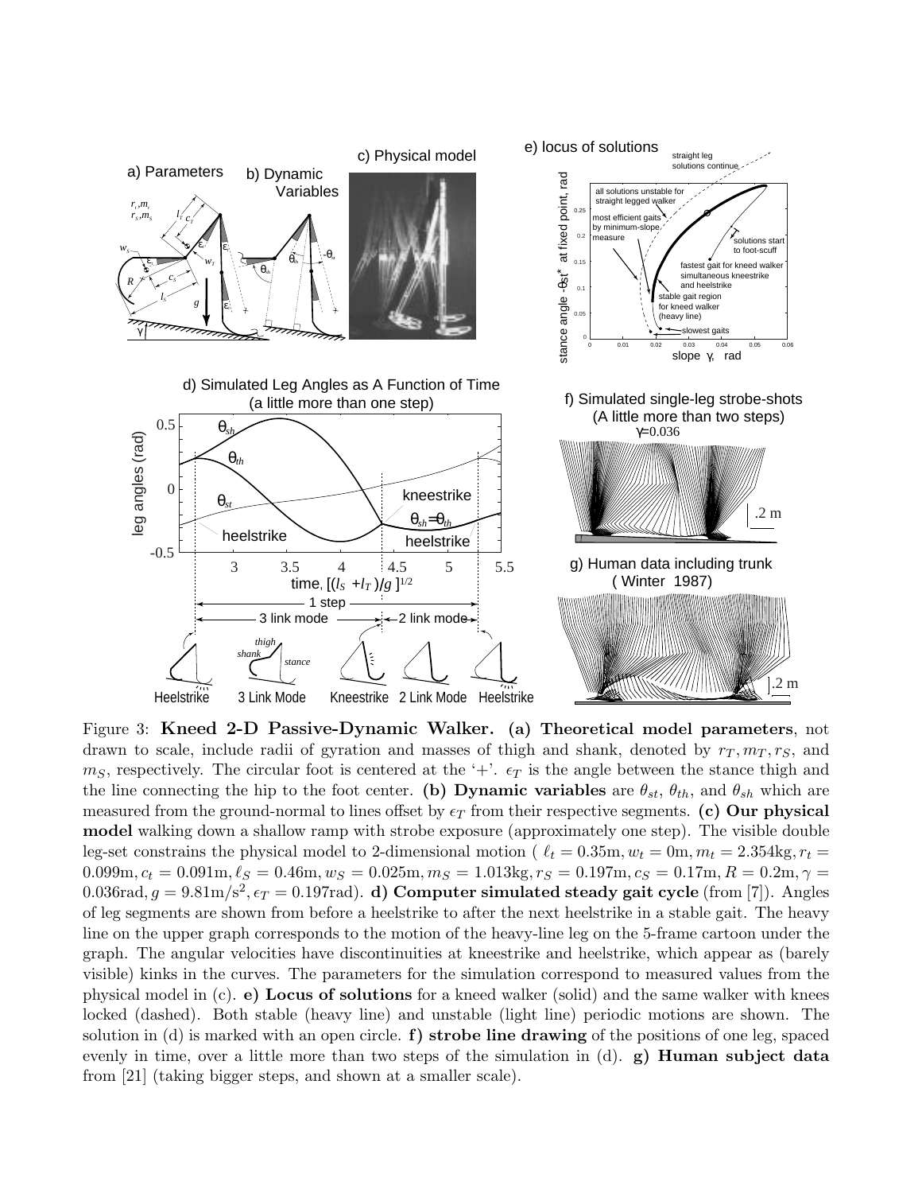Figure 3: **Kneed 2-D Passive-Dynamic Walker. (a) Theoretical model parameters**, not drawn to scale, include radii of gyration and masses of thigh and shank, denoted by $r_T, m_T, r_S$, and $m_S$, respectively. The circular foot is centered at the '+'. $\epsilon_T$ is the angle between the stance thigh and the line connecting the hip to the foot center. **(b) Dynamic variables** are $\theta_{st}$, $\theta_{th}$, and $\theta_{sh}$ which are measured from the ground-normal to lines offset by $\epsilon_T$ from their respective segments. **(c) Our physical model** walking down a shallow ramp with strobe exposure (approximately one step). The visible double leg-set constrains the physical model to 2-dimensional motion ( $\ell_t = 0.35\text{m}, w_t = 0\text{m}, m_t = 2.354\text{kg}, r_t = 0.099\text{m}, c_t = 0.091\text{m}, \ell_S = 0.46\text{m}, w_S = 0.025\text{m}, m_S = 1.013\text{kg}, r_S = 0.197\text{m}, c_S = 0.17\text{m}, R = 0.2\text{m}, \gamma = 0.036\text{rad}, g = 9.81\text{m/s}^2, \epsilon_T = 0.197\text{rad}$). **d) Computer simulated steady gait cycle** (from [7]). Angles of leg segments are shown from before a heelstrike to after the next heelstrike in a stable gait. The heavy line on the upper graph corresponds to the motion of the heavy-line leg on the 5-frame cartoon under the graph. The angular velocities have discontinuities at kneestrike and heelstrike, which appear as (barely visible) kinks in the curves. The parameters for the simulation correspond to measured values from the physical model in (c). **e) Locus of solutions** for a kneed walker (solid) and the same walker with knees locked (dashed). Both stable (heavy line) and unstable (light line) periodic motions are shown. The solution in (d) is marked with an open circle. **f) strobe line drawing** of the positions of one leg, spaced evenly in time, over a little more than two steps of the simulation in (d). **g) Human subject data** from [21] (taking bigger steps, and shown at a smaller scale).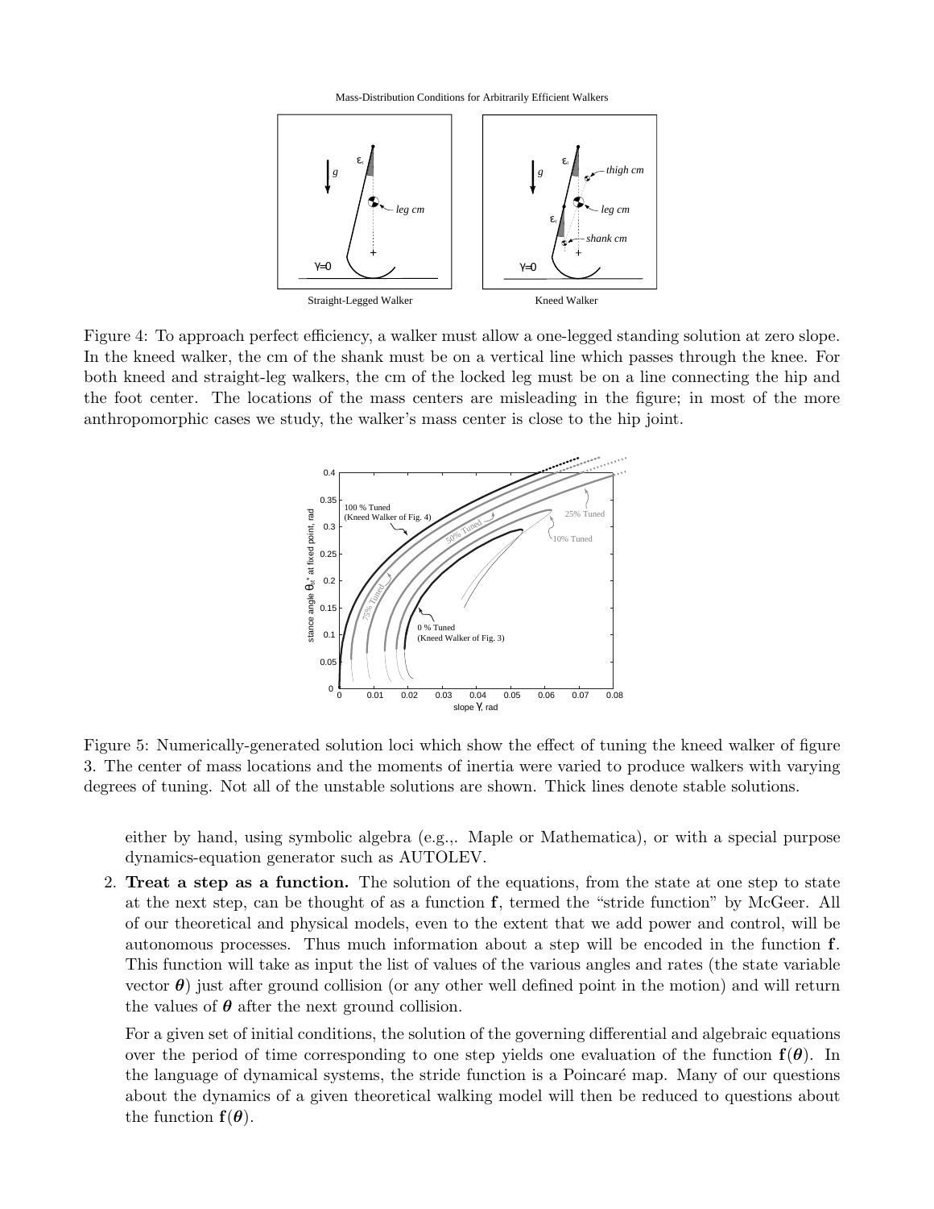Figure 4: To approach perfect efficiency, a walker must allow a one-legged standing solution at zero slope. In the kneed walker, the cm of the shank must be on a vertical line which passes through the knee. For both kneed and straight-leg walkers, the cm of the locked leg must be on a line connecting the hip and the foot center. The locations of the mass centers are misleading in the figure; in most of the more anthropomorphic cases we study, the walker's mass center is close to the hip joint.

Figure 5: Numerically-generated solution loci which show the effect of tuning the kneed walker of figure 3. The center of mass locations and the moments of inertia were varied to produce walkers with varying degrees of tuning. Not all of the unstable solutions are shown. Thick lines denote stable solutions.

either by hand, using symbolic algebra (e.g.,. Maple or Mathematica), or with a special purpose dynamics-equation generator such as AUTOLEV.

2. **Treat a step as a function.** The solution of the equations, from the state at one step to state at the next step, can be thought of as a function $\mathbf{f}$, termed the "stride function" by McGeer. All of our theoretical and physical models, even to the extent that we add power and control, will be autonomous processes. Thus much information about a step will be encoded in the function $\mathbf{f}$. This function will take as input the list of values of the various angles and rates (the state variable vector $\boldsymbol{\theta}$) just after ground collision (or any other well defined point in the motion) and will return the values of $\boldsymbol{\theta}$ after the next ground collision.

   For a given set of initial conditions, the solution of the governing differential and algebraic equations over the period of time corresponding to one step yields one evaluation of the function $\mathbf{f}(\boldsymbol{\theta})$. In the language of dynamical systems, the stride function is a Poincaré map. Many of our questions about the dynamics of a given theoretical walking model will then be reduced to questions about the function $\mathbf{f}(\boldsymbol{\theta})$.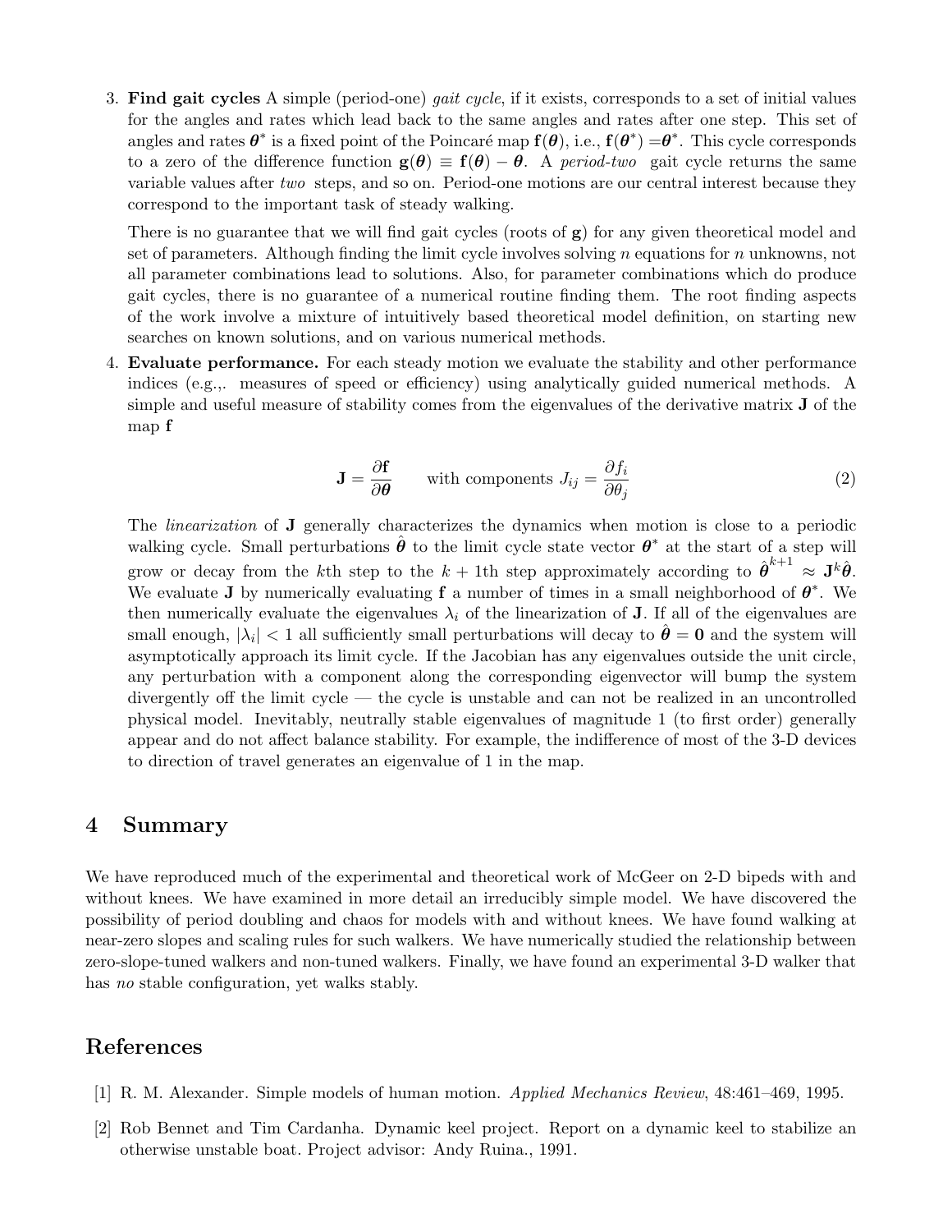3. **Find gait cycles** A simple (period-one) *gait cycle*, if it exists, corresponds to a set of initial values for the angles and rates which lead back to the same angles and rates after one step. This set of angles and rates $\boldsymbol{\theta}^*$ is a fixed point of the Poincaré map $\mathbf{f}(\boldsymbol{\theta})$, i.e., $\mathbf{f}(\boldsymbol{\theta}^*) = \boldsymbol{\theta}^*$. This cycle corresponds to a zero of the difference function $\mathbf{g}(\boldsymbol{\theta}) \equiv \mathbf{f}(\boldsymbol{\theta}) - \boldsymbol{\theta}$. A *period-two* gait cycle returns the same variable values after *two* steps, and so on. Period-one motions are our central interest because they correspond to the important task of steady walking.

   There is no guarantee that we will find gait cycles (roots of $\mathbf{g}$) for any given theoretical model and set of parameters. Although finding the limit cycle involves solving $n$ equations for $n$ unknowns, not all parameter combinations lead to solutions. Also, for parameter combinations which do produce gait cycles, there is no guarantee of a numerical routine finding them. The root finding aspects of the work involve a mixture of intuitively based theoretical model definition, on starting new searches on known solutions, and on various numerical methods.

4. **Evaluate performance.** For each steady motion we evaluate the stability and other performance indices (e.g.,. measures of speed or efficiency) using analytically guided numerical methods. A simple and useful measure of stability comes from the eigenvalues of the derivative matrix $\mathbf{J}$ of the map $\mathbf{f}$

$$\mathbf{J} = \frac{\partial \mathbf{f}}{\partial \boldsymbol{\theta}} \qquad \text{with components } J_{ij} = \frac{\partial f_i}{\partial \theta_j} \tag{2}$$

   The *linearization* of $\mathbf{J}$ generally characterizes the dynamics when motion is close to a periodic walking cycle. Small perturbations $\hat{\boldsymbol{\theta}}$ to the limit cycle state vector $\boldsymbol{\theta}^*$ at the start of a step will grow or decay from the $k$th step to the $k+1$th step approximately according to $\hat{\boldsymbol{\theta}}^{k+1} \approx \mathbf{J}^k \hat{\boldsymbol{\theta}}$. We evaluate $\mathbf{J}$ by numerically evaluating $\mathbf{f}$ a number of times in a small neighborhood of $\boldsymbol{\theta}^*$. We then numerically evaluate the eigenvalues $\lambda_i$ of the linearization of $\mathbf{J}$. If all of the eigenvalues are small enough, $|\lambda_i| < 1$ all sufficiently small perturbations will decay to $\hat{\boldsymbol{\theta}} = \mathbf{0}$ and the system will asymptotically approach its limit cycle. If the Jacobian has any eigenvalues outside the unit circle, any perturbation with a component along the corresponding eigenvector will bump the system divergently off the limit cycle — the cycle is unstable and can not be realized in an uncontrolled physical model. Inevitably, neutrally stable eigenvalues of magnitude 1 (to first order) generally appear and do not affect balance stability. For example, the indifference of most of the 3-D devices to direction of travel generates an eigenvalue of 1 in the map.

## 4 Summary

We have reproduced much of the experimental and theoretical work of McGeer on 2-D bipeds with and without knees. We have examined in more detail an irreducibly simple model. We have discovered the possibility of period doubling and chaos for models with and without knees. We have found walking at near-zero slopes and scaling rules for such walkers. We have numerically studied the relationship between zero-slope-tuned walkers and non-tuned walkers. Finally, we have found an experimental 3-D walker that has *no* stable configuration, yet walks stably.

## References

[1] R. M. Alexander. Simple models of human motion. *Applied Mechanics Review*, 48:461–469, 1995.

[2] Rob Bennet and Tim Cardanha. Dynamic keel project. Report on a dynamic keel to stabilize an otherwise unstable boat. Project advisor: Andy Ruina., 1991.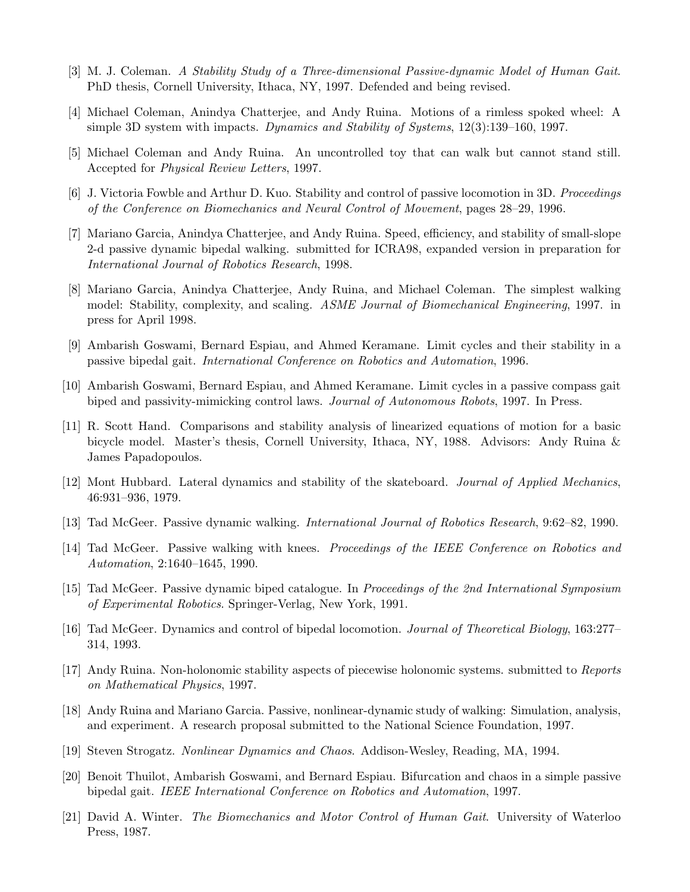[3] M. J. Coleman. *A Stability Study of a Three-dimensional Passive-dynamic Model of Human Gait*. PhD thesis, Cornell University, Ithaca, NY, 1997. Defended and being revised.

[4] Michael Coleman, Anindya Chatterjee, and Andy Ruina. Motions of a rimless spoked wheel: A simple 3D system with impacts. *Dynamics and Stability of Systems*, 12(3):139–160, 1997.

[5] Michael Coleman and Andy Ruina. An uncontrolled toy that can walk but cannot stand still. Accepted for *Physical Review Letters*, 1997.

[6] J. Victoria Fowble and Arthur D. Kuo. Stability and control of passive locomotion in 3D. *Proceedings of the Conference on Biomechanics and Neural Control of Movement*, pages 28–29, 1996.

[7] Mariano Garcia, Anindya Chatterjee, and Andy Ruina. Speed, efficiency, and stability of small-slope 2-d passive dynamic bipedal walking. submitted for ICRA98, expanded version in preparation for *International Journal of Robotics Research*, 1998.

[8] Mariano Garcia, Anindya Chatterjee, Andy Ruina, and Michael Coleman. The simplest walking model: Stability, complexity, and scaling. *ASME Journal of Biomechanical Engineering*, 1997. in press for April 1998.

[9] Ambarish Goswami, Bernard Espiau, and Ahmed Keramane. Limit cycles and their stability in a passive bipedal gait. *International Conference on Robotics and Automation*, 1996.

[10] Ambarish Goswami, Bernard Espiau, and Ahmed Keramane. Limit cycles in a passive compass gait biped and passivity-mimicking control laws. *Journal of Autonomous Robots*, 1997. In Press.

[11] R. Scott Hand. Comparisons and stability analysis of linearized equations of motion for a basic bicycle model. Master's thesis, Cornell University, Ithaca, NY, 1988. Advisors: Andy Ruina & James Papadopoulos.

[12] Mont Hubbard. Lateral dynamics and stability of the skateboard. *Journal of Applied Mechanics*, 46:931–936, 1979.

[13] Tad McGeer. Passive dynamic walking. *International Journal of Robotics Research*, 9:62–82, 1990.

[14] Tad McGeer. Passive walking with knees. *Proceedings of the IEEE Conference on Robotics and Automation*, 2:1640–1645, 1990.

[15] Tad McGeer. Passive dynamic biped catalogue. In *Proceedings of the 2nd International Symposium of Experimental Robotics*. Springer-Verlag, New York, 1991.

[16] Tad McGeer. Dynamics and control of bipedal locomotion. *Journal of Theoretical Biology*, 163:277–314, 1993.

[17] Andy Ruina. Non-holonomic stability aspects of piecewise holonomic systems. submitted to *Reports on Mathematical Physics*, 1997.

[18] Andy Ruina and Mariano Garcia. Passive, nonlinear-dynamic study of walking: Simulation, analysis, and experiment. A research proposal submitted to the National Science Foundation, 1997.

[19] Steven Strogatz. *Nonlinear Dynamics and Chaos*. Addison-Wesley, Reading, MA, 1994.

[20] Benoit Thuilot, Ambarish Goswami, and Bernard Espiau. Bifurcation and chaos in a simple passive bipedal gait. *IEEE International Conference on Robotics and Automation*, 1997.

[21] David A. Winter. *The Biomechanics and Motor Control of Human Gait*. University of Waterloo Press, 1987.